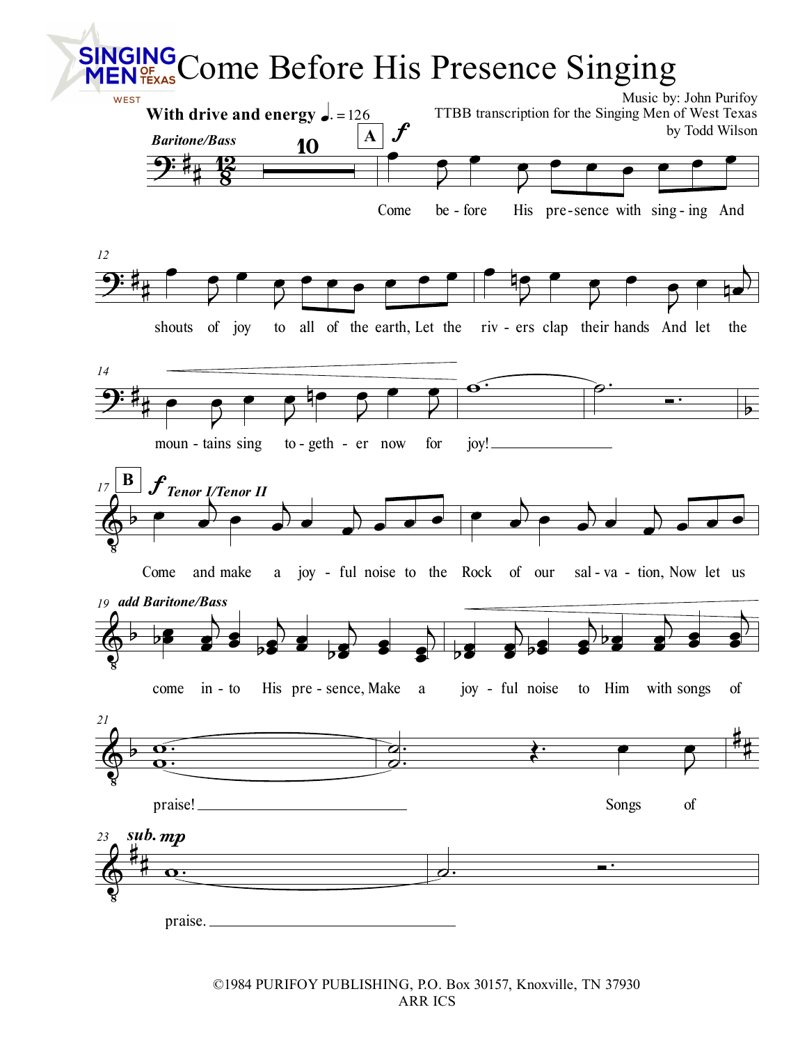# Come Before His Presence Singing

Music by: John Purifoy
TTBB transcription for the Singing Men of West Texas
by Todd Wilson

With drive and energy ♩. = 126

Baritone/Bass

A *f*

Come be - fore His pre - sence with sing - ing And shouts of joy to all of the earth, Let the riv - ers clap their hands And let the moun - tains sing to - geth - er now for joy!

B *f* Tenor I/Tenor II

Come and make a joy - ful noise to the Rock of our sal - va - tion, Now let us

add Baritone/Bass

come in - to His pre - sence, Make a joy - ful noise to Him with songs of praise! Songs of

sub. *mp*

praise.

©1984 PURIFOY PUBLISHING, P.O. Box 30157, Knoxville, TN 37930
ARR ICS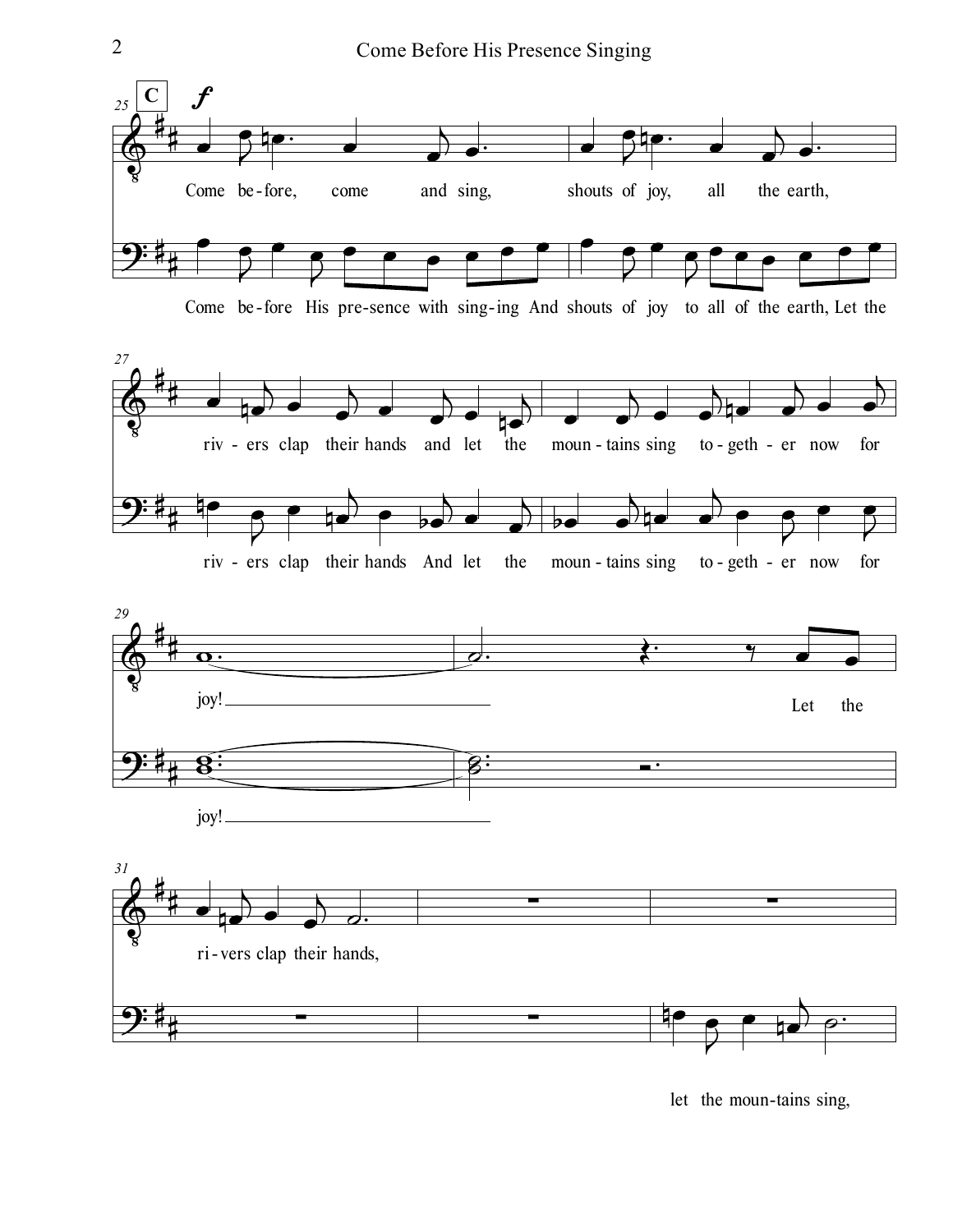**C** *f*

Come be-fore, come and sing, shouts of joy, all the earth,

Come be-fore His pre-sence with sing-ing And shouts of joy to all of the earth, Let the

riv - ers clap their hands and let the moun - tains sing to - geth - er now for

riv - ers clap their hands And let the moun - tains sing to - geth - er now for

joy! Let the

joy!

ri - vers clap their hands,

let the moun-tains sing,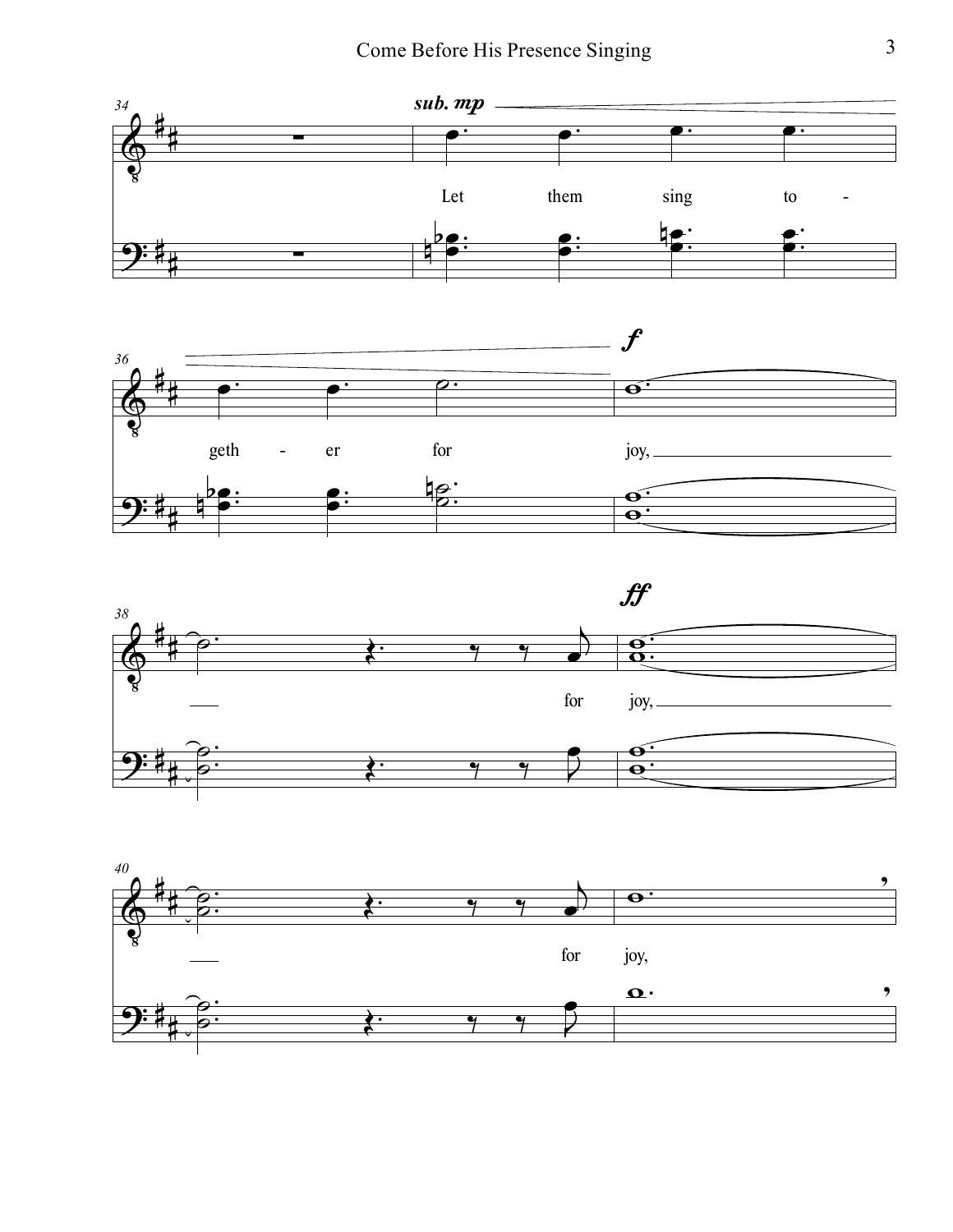sub. mp

Let them sing to - geth - er for joy,

f

for joy,

ff

for joy,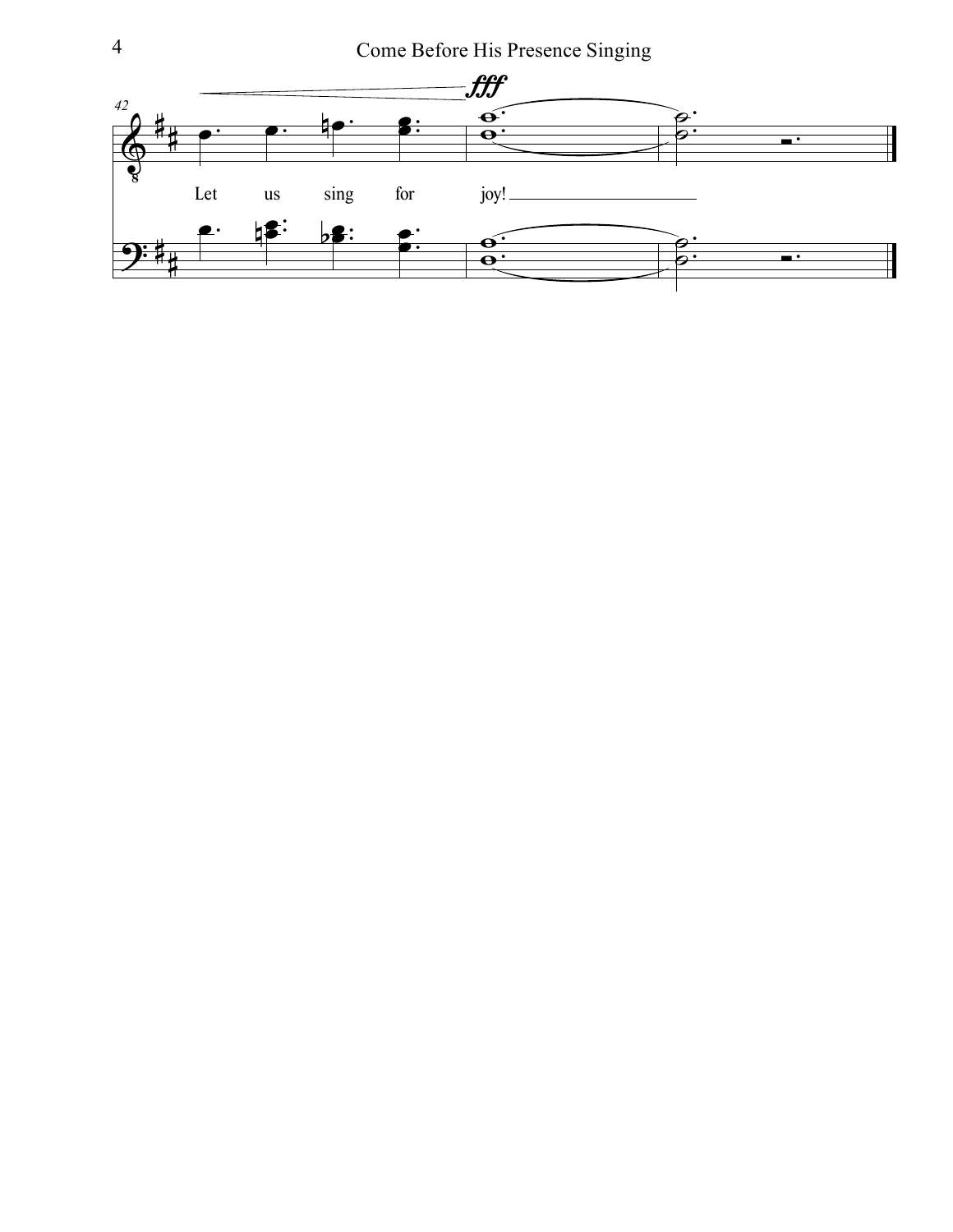42

*fff*

Let us sing for joy!